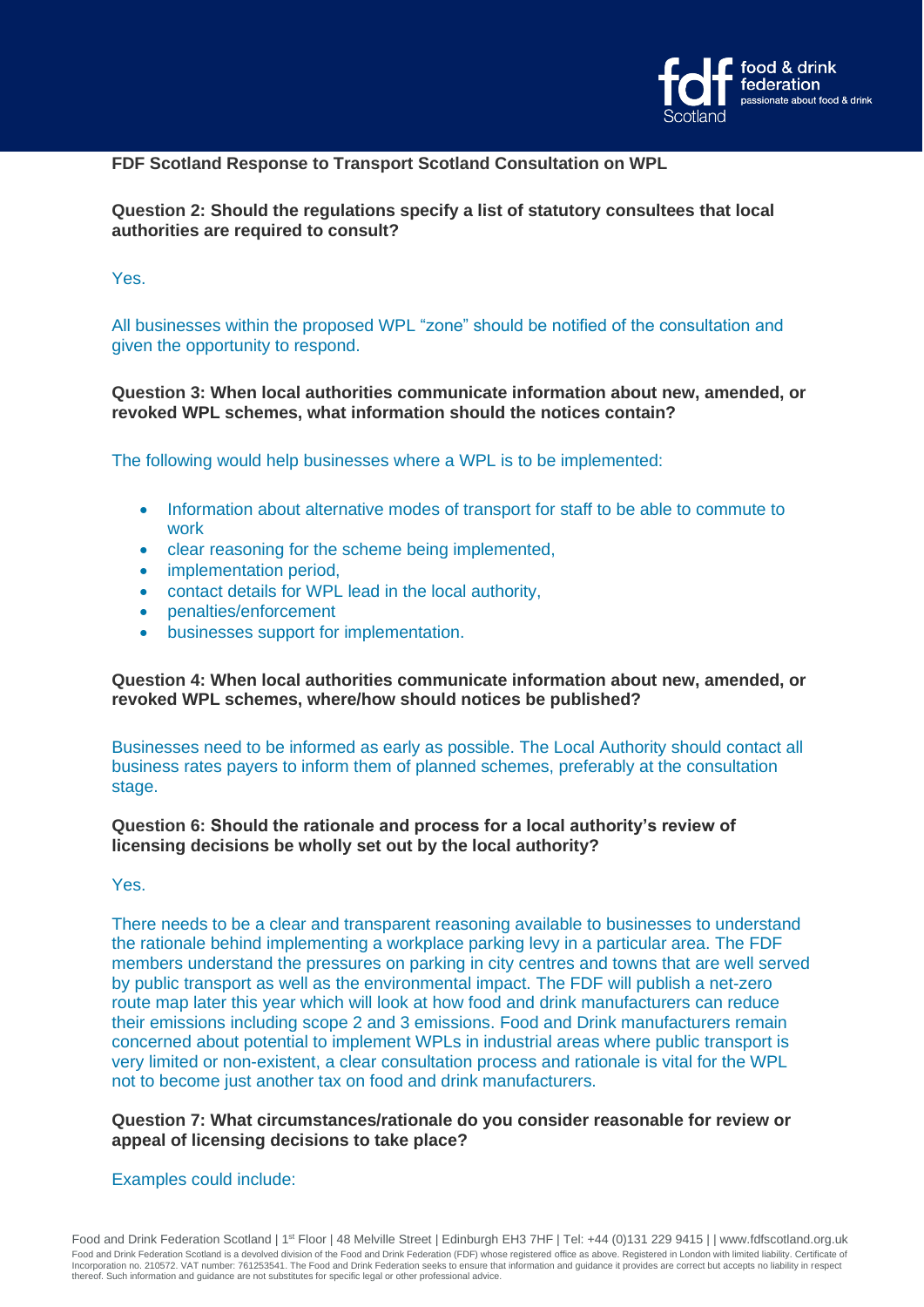**FDF Scotland Response to Transport Scotland Consultation on WPL**

**Question 2: Should the regulations specify a list of statutory consultees that local authorities are required to consult?**

Yes.

All businesses within the proposed WPL "zone" should be notified of the consultation and given the opportunity to respond.

**Question 3: When local authorities communicate information about new, amended, or revoked WPL schemes, what information should the notices contain?**

The following would help businesses where a WPL is to be implemented:

- Information about alternative modes of transport for staff to be able to commute to work
- clear reasoning for the scheme being implemented,
- implementation period,
- contact details for WPL lead in the local authority,
- penalties/enforcement
- businesses support for implementation.

**Question 4: When local authorities communicate information about new, amended, or revoked WPL schemes, where/how should notices be published?**

Businesses need to be informed as early as possible. The Local Authority should contact all business rates payers to inform them of planned schemes, preferably at the consultation stage.

**Question 6: Should the rationale and process for a local authority's review of licensing decisions be wholly set out by the local authority?**

Yes.

There needs to be a clear and transparent reasoning available to businesses to understand the rationale behind implementing a workplace parking levy in a particular area. The FDF members understand the pressures on parking in city centres and towns that are well served by public transport as well as the environmental impact. The FDF will publish a net-zero route map later this year which will look at how food and drink manufacturers can reduce their emissions including scope 2 and 3 emissions. Food and Drink manufacturers remain concerned about potential to implement WPLs in industrial areas where public transport is very limited or non-existent, a clear consultation process and rationale is vital for the WPL not to become just another tax on food and drink manufacturers.

**Question 7: What circumstances/rationale do you consider reasonable for review or appeal of licensing decisions to take place?**

Examples could include: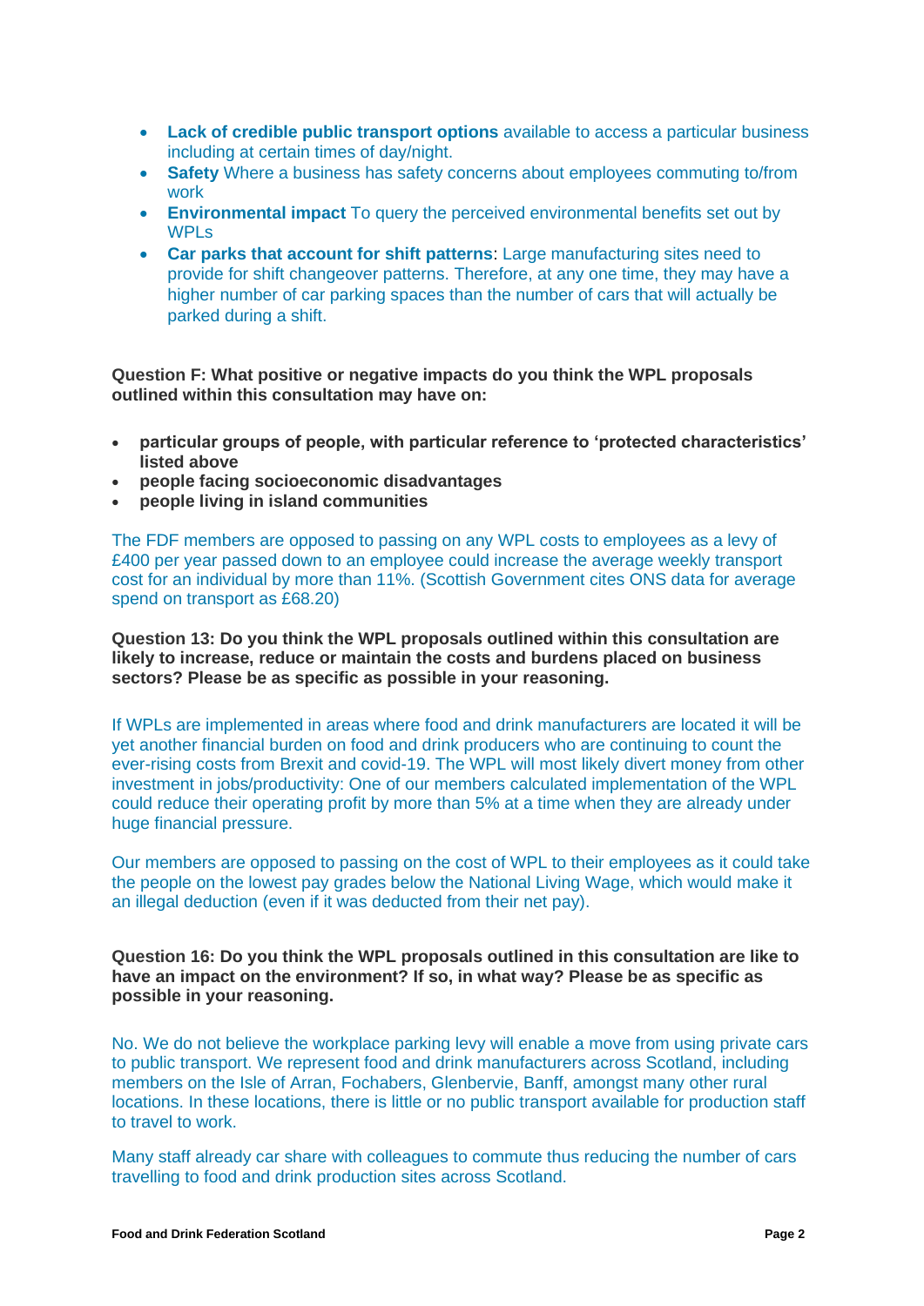- **Lack of credible public transport options** available to access a particular business including at certain times of day/night.
- **Safety** Where a business has safety concerns about employees commuting to/from work
- **Environmental impact** To query the perceived environmental benefits set out by WPLs
- **Car parks that account for shift patterns**: Large manufacturing sites need to provide for shift changeover patterns. Therefore, at any one time, they may have a higher number of car parking spaces than the number of cars that will actually be parked during a shift.

**Question F: What positive or negative impacts do you think the WPL proposals outlined within this consultation may have on:**

- **particular groups of people, with particular reference to 'protected characteristics' listed above**
- **people facing socioeconomic disadvantages**
- **people living in island communities**

The FDF members are opposed to passing on any WPL costs to employees as a levy of £400 per year passed down to an employee could increase the average weekly transport cost for an individual by more than 11%. (Scottish Government cites ONS data for average spend on transport as £68.20)

**Question 13: Do you think the WPL proposals outlined within this consultation are likely to increase, reduce or maintain the costs and burdens placed on business sectors? Please be as specific as possible in your reasoning.**

If WPLs are implemented in areas where food and drink manufacturers are located it will be yet another financial burden on food and drink producers who are continuing to count the ever-rising costs from Brexit and covid-19. The WPL will most likely divert money from other investment in jobs/productivity: One of our members calculated implementation of the WPL could reduce their operating profit by more than 5% at a time when they are already under huge financial pressure.

Our members are opposed to passing on the cost of WPL to their employees as it could take the people on the lowest pay grades below the National Living Wage, which would make it an illegal deduction (even if it was deducted from their net pay).

**Question 16: Do you think the WPL proposals outlined in this consultation are like to have an impact on the environment? If so, in what way? Please be as specific as possible in your reasoning.**

No. We do not believe the workplace parking levy will enable a move from using private cars to public transport. We represent food and drink manufacturers across Scotland, including members on the Isle of Arran, Fochabers, Glenbervie, Banff, amongst many other rural locations. In these locations, there is little or no public transport available for production staff to travel to work.

Many staff already car share with colleagues to commute thus reducing the number of cars travelling to food and drink production sites across Scotland.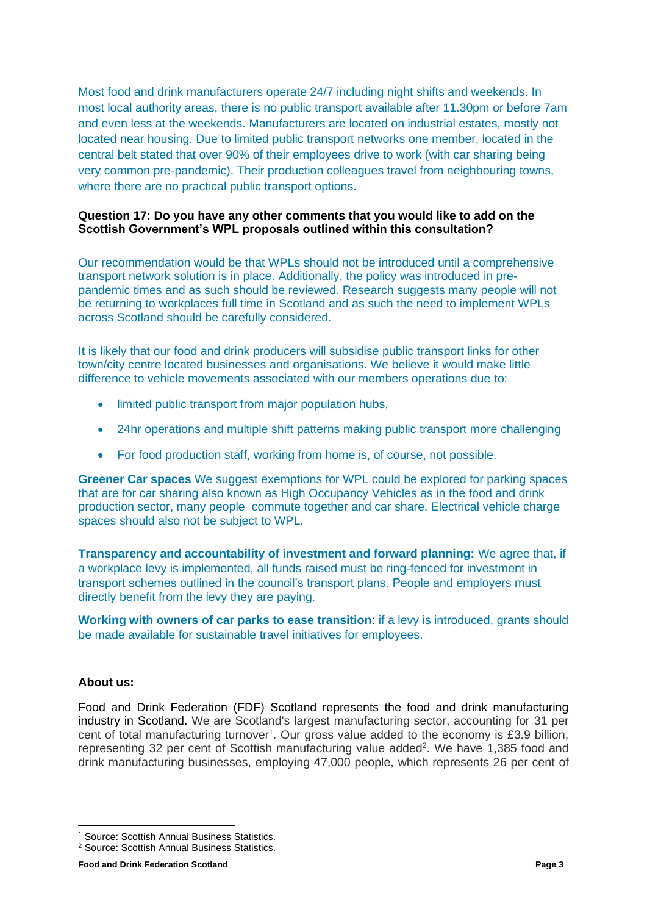Most food and drink manufacturers operate 24/7 including night shifts and weekends. In most local authority areas, there is no public transport available after 11.30pm or before 7am and even less at the weekends. Manufacturers are located on industrial estates, mostly not located near housing. Due to limited public transport networks one member, located in the central belt stated that over 90% of their employees drive to work (with car sharing being very common pre-pandemic). Their production colleagues travel from neighbouring towns, where there are no practical public transport options.

**Question 17: Do you have any other comments that you would like to add on the Scottish Government's WPL proposals outlined within this consultation?**

Our recommendation would be that WPLs should not be introduced until a comprehensive transport network solution is in place. Additionally, the policy was introduced in pre-pandemic times and as such should be reviewed. Research suggests many people will not be returning to workplaces full time in Scotland and as such the need to implement WPLs across Scotland should be carefully considered.

It is likely that our food and drink producers will subsidise public transport links for other town/city centre located businesses and organisations. We believe it would make little difference to vehicle movements associated with our members operations due to:

- limited public transport from major population hubs,
- 24hr operations and multiple shift patterns making public transport more challenging
- For food production staff, working from home is, of course, not possible.

**Greener Car spaces** We suggest exemptions for WPL could be explored for parking spaces that are for car sharing also known as High Occupancy Vehicles as in the food and drink production sector, many people commute together and car share. Electrical vehicle charge spaces should also not be subject to WPL.

**Transparency and accountability of investment and forward planning:** We agree that, if a workplace levy is implemented, all funds raised must be ring-fenced for investment in transport schemes outlined in the council's transport plans. People and employers must directly benefit from the levy they are paying.

**Working with owners of car parks to ease transition**: if a levy is introduced, grants should be made available for sustainable travel initiatives for employees.

**About us:**

Food and Drink Federation (FDF) Scotland represents the food and drink manufacturing industry in Scotland. We are Scotland's largest manufacturing sector, accounting for 31 per cent of total manufacturing turnover[1]. Our gross value added to the economy is £3.9 billion, representing 32 per cent of Scottish manufacturing value added[2]. We have 1,385 food and drink manufacturing businesses, employing 47,000 people, which represents 26 per cent of

[1] Source: Scottish Annual Business Statistics.
[2] Source: Scottish Annual Business Statistics.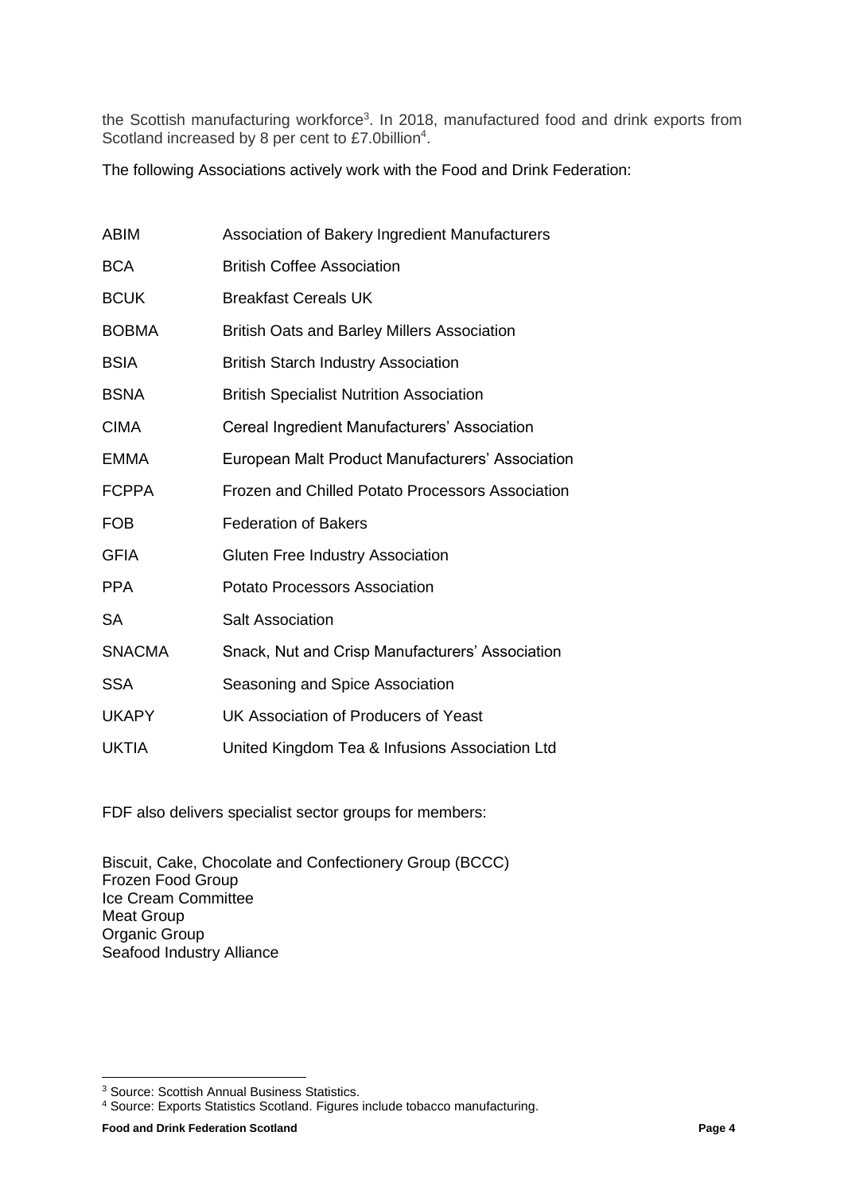the Scottish manufacturing workforce[3]. In 2018, manufactured food and drink exports from Scotland increased by 8 per cent to £7.0billion[4].

The following Associations actively work with the Food and Drink Federation:

| | |
|---|---|
| ABIM | Association of Bakery Ingredient Manufacturers |
| BCA | British Coffee Association |
| BCUK | Breakfast Cereals UK |
| BOBMA | British Oats and Barley Millers Association |
| BSIA | British Starch Industry Association |
| BSNA | British Specialist Nutrition Association |
| CIMA | Cereal Ingredient Manufacturers' Association |
| EMMA | European Malt Product Manufacturers' Association |
| FCPPA | Frozen and Chilled Potato Processors Association |
| FOB | Federation of Bakers |
| GFIA | Gluten Free Industry Association |
| PPA | Potato Processors Association |
| SA | Salt Association |
| SNACMA | Snack, Nut and Crisp Manufacturers' Association |
| SSA | Seasoning and Spice Association |
| UKAPY | UK Association of Producers of Yeast |
| UKTIA | United Kingdom Tea & Infusions Association Ltd |

FDF also delivers specialist sector groups for members:

Biscuit, Cake, Chocolate and Confectionery Group (BCCC)
Frozen Food Group
Ice Cream Committee
Meat Group
Organic Group
Seafood Industry Alliance

[3] Source: Scottish Annual Business Statistics.
[4] Source: Exports Statistics Scotland. Figures include tobacco manufacturing.